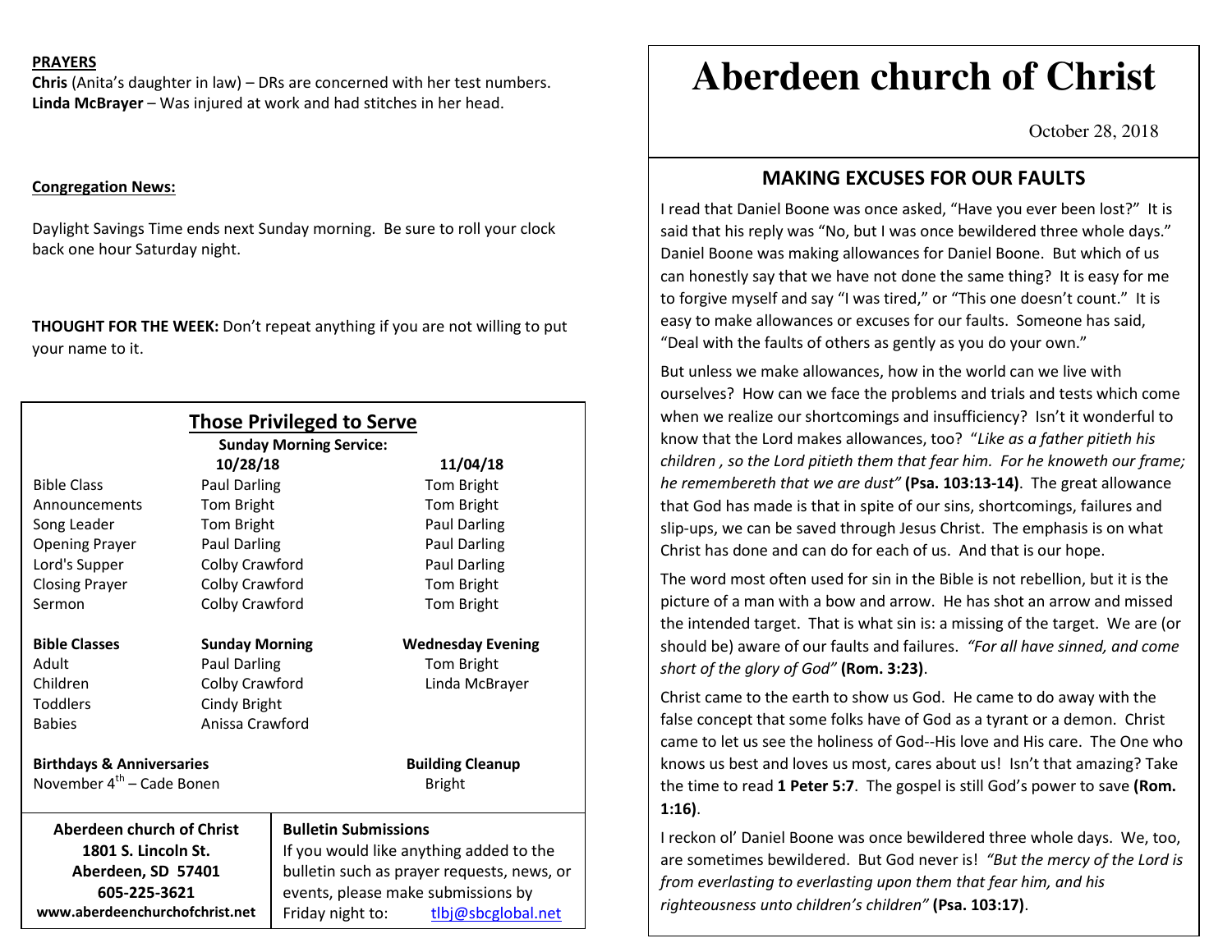**PRAYERS**

**Chris** (Anita's daughter in law) – DRs are concerned with her test numbers.
**Linda McBrayer** – Was injured at work and had stitches in her head.

**Congregation News:**

Daylight Savings Time ends next Sunday morning. Be sure to roll your clock back one hour Saturday night.

**THOUGHT FOR THE WEEK:** Don't repeat anything if you are not willing to put your name to it.

## Those Privileged to Serve

**Sunday Morning Service:**

| | 10/28/18 | 11/04/18 |
|---|---|---|
| Bible Class | Paul Darling | Tom Bright |
| Announcements | Tom Bright | Tom Bright |
| Song Leader | Tom Bright | Paul Darling |
| Opening Prayer | Paul Darling | Paul Darling |
| Lord's Supper | Colby Crawford | Paul Darling |
| Closing Prayer | Colby Crawford | Tom Bright |
| Sermon | Colby Crawford | Tom Bright |

| **Bible Classes** | **Sunday Morning** | **Wednesday Evening** |
|---|---|---|
| Adult | Paul Darling | Tom Bright |
| Children | Colby Crawford | Linda McBrayer |
| Toddlers | Cindy Bright | |
| Babies | Anissa Crawford | |

**Birthdays & Anniversaries**
November 4th – Cade Bonen

**Building Cleanup**
Bright

**Aberdeen church of Christ**
**1801 S. Lincoln St.**
**Aberdeen, SD 57401**
**605-225-3621**
**www.aberdeenchurchofchrist.net**

**Bulletin Submissions**
If you would like anything added to the bulletin such as prayer requests, news, or events, please make submissions by Friday night to: tlbj@sbcglobal.net

# Aberdeen church of Christ

October 28, 2018

## MAKING EXCUSES FOR OUR FAULTS

I read that Daniel Boone was once asked, "Have you ever been lost?" It is said that his reply was "No, but I was once bewildered three whole days." Daniel Boone was making allowances for Daniel Boone. But which of us can honestly say that we have not done the same thing? It is easy for me to forgive myself and say "I was tired," or "This one doesn't count." It is easy to make allowances or excuses for our faults. Someone has said, "Deal with the faults of others as gently as you do your own."

But unless we make allowances, how in the world can we live with ourselves? How can we face the problems and trials and tests which come when we realize our shortcomings and insufficiency? Isn't it wonderful to know that the Lord makes allowances, too? "*Like as a father pitieth his children , so the Lord pitieth them that fear him. For he knoweth our frame; he remembereth that we are dust"* **(Psa. 103:13-14)**. The great allowance that God has made is that in spite of our sins, shortcomings, failures and slip-ups, we can be saved through Jesus Christ. The emphasis is on what Christ has done and can do for each of us. And that is our hope.

The word most often used for sin in the Bible is not rebellion, but it is the picture of a man with a bow and arrow. He has shot an arrow and missed the intended target. That is what sin is: a missing of the target. We are (or should be) aware of our faults and failures. *"For all have sinned, and come short of the glory of God"* **(Rom. 3:23)**.

Christ came to the earth to show us God. He came to do away with the false concept that some folks have of God as a tyrant or a demon. Christ came to let us see the holiness of God--His love and His care. The One who knows us best and loves us most, cares about us! Isn't that amazing? Take the time to read **1 Peter 5:7**. The gospel is still God's power to save **(Rom. 1:16)**.

I reckon ol' Daniel Boone was once bewildered three whole days. We, too, are sometimes bewildered. But God never is! *"But the mercy of the Lord is from everlasting to everlasting upon them that fear him, and his righteousness unto children's children"* **(Psa. 103:17)**.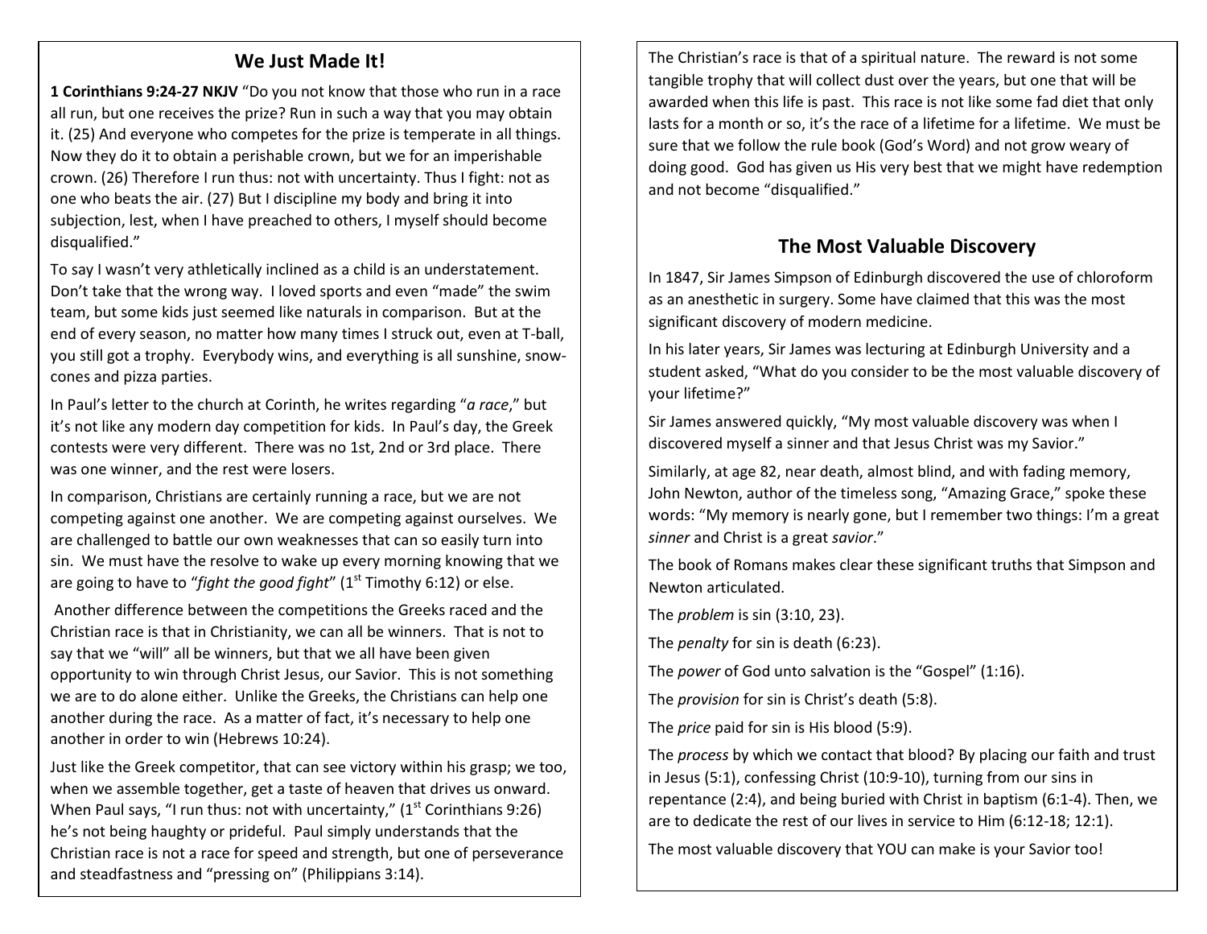## We Just Made It!

**1 Corinthians 9:24-27 NKJV** "Do you not know that those who run in a race all run, but one receives the prize? Run in such a way that you may obtain it. (25) And everyone who competes for the prize is temperate in all things. Now they do it to obtain a perishable crown, but we for an imperishable crown. (26) Therefore I run thus: not with uncertainty. Thus I fight: not as one who beats the air. (27) But I discipline my body and bring it into subjection, lest, when I have preached to others, I myself should become disqualified."

To say I wasn't very athletically inclined as a child is an understatement. Don't take that the wrong way. I loved sports and even "made" the swim team, but some kids just seemed like naturals in comparison. But at the end of every season, no matter how many times I struck out, even at T-ball, you still got a trophy. Everybody wins, and everything is all sunshine, snow-cones and pizza parties.

In Paul's letter to the church at Corinth, he writes regarding "*a race*," but it's not like any modern day competition for kids. In Paul's day, the Greek contests were very different. There was no 1st, 2nd or 3rd place. There was one winner, and the rest were losers.

In comparison, Christians are certainly running a race, but we are not competing against one another. We are competing against ourselves. We are challenged to battle our own weaknesses that can so easily turn into sin. We must have the resolve to wake up every morning knowing that we are going to have to "*fight the good fight*" (1st Timothy 6:12) or else.

Another difference between the competitions the Greeks raced and the Christian race is that in Christianity, we can all be winners. That is not to say that we "will" all be winners, but that we all have been given opportunity to win through Christ Jesus, our Savior. This is not something we are to do alone either. Unlike the Greeks, the Christians can help one another during the race. As a matter of fact, it's necessary to help one another in order to win (Hebrews 10:24).

Just like the Greek competitor, that can see victory within his grasp; we too, when we assemble together, get a taste of heaven that drives us onward. When Paul says, "I run thus: not with uncertainty," (1st Corinthians 9:26) he's not being haughty or prideful. Paul simply understands that the Christian race is not a race for speed and strength, but one of perseverance and steadfastness and "pressing on" (Philippians 3:14).

The Christian's race is that of a spiritual nature. The reward is not some tangible trophy that will collect dust over the years, but one that will be awarded when this life is past. This race is not like some fad diet that only lasts for a month or so, it's the race of a lifetime for a lifetime. We must be sure that we follow the rule book (God's Word) and not grow weary of doing good. God has given us His very best that we might have redemption and not become "disqualified."

## The Most Valuable Discovery

In 1847, Sir James Simpson of Edinburgh discovered the use of chloroform as an anesthetic in surgery. Some have claimed that this was the most significant discovery of modern medicine.

In his later years, Sir James was lecturing at Edinburgh University and a student asked, "What do you consider to be the most valuable discovery of your lifetime?"

Sir James answered quickly, "My most valuable discovery was when I discovered myself a sinner and that Jesus Christ was my Savior."

Similarly, at age 82, near death, almost blind, and with fading memory, John Newton, author of the timeless song, "Amazing Grace," spoke these words: "My memory is nearly gone, but I remember two things: I'm a great *sinner* and Christ is a great *savior*."

The book of Romans makes clear these significant truths that Simpson and Newton articulated.

The *problem* is sin (3:10, 23).

The *penalty* for sin is death (6:23).

The *power* of God unto salvation is the "Gospel" (1:16).

The *provision* for sin is Christ's death (5:8).

The *price* paid for sin is His blood (5:9).

The *process* by which we contact that blood? By placing our faith and trust in Jesus (5:1), confessing Christ (10:9-10), turning from our sins in repentance (2:4), and being buried with Christ in baptism (6:1-4). Then, we are to dedicate the rest of our lives in service to Him (6:12-18; 12:1).

The most valuable discovery that YOU can make is your Savior too!